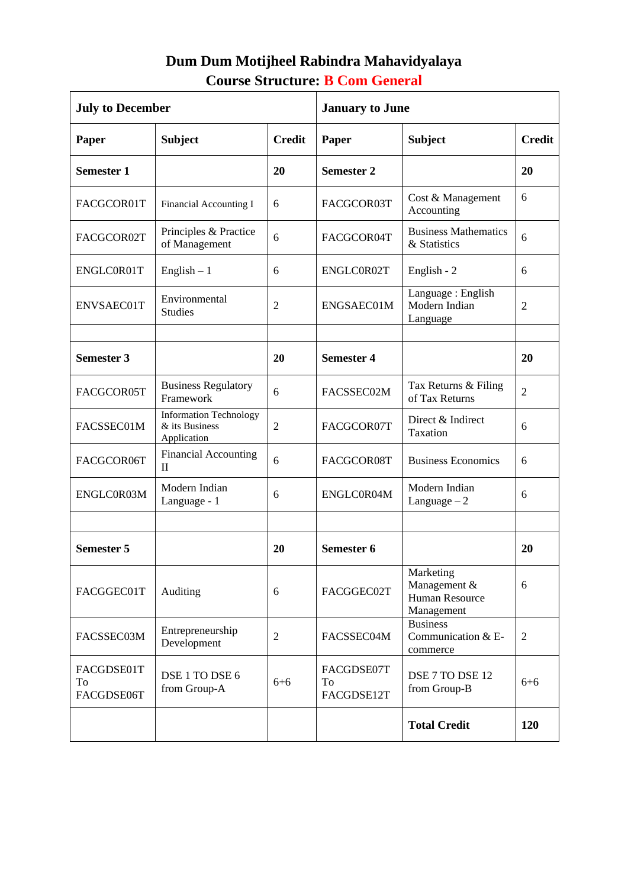# Dum Dum Motijheel Rabindra Mahavidyalaya

## Course Structure: B Com General

| July to December | | | January to June | | |
|---|---|---|---|---|---|
| **Paper** | **Subject** | **Credit** | **Paper** | **Subject** | **Credit** |
| **Semester 1** | | **20** | **Semester 2** | | **20** |
| FACGCOR01T | Financial Accounting I | 6 | FACGCOR03T | Cost & Management Accounting | 6 |
| FACGCOR02T | Principles & Practice of Management | 6 | FACGCOR04T | Business Mathematics & Statistics | 6 |
| ENGLC0R01T | English – 1 | 6 | ENGLC0R02T | English - 2 | 6 |
| ENVSAEC01T | Environmental Studies | 2 | ENGSAEC01M | Language : English Modern Indian Language | 2 |
| | | | | | |
| **Semester 3** | | **20** | **Semester 4** | | **20** |
| FACGCOR05T | Business Regulatory Framework | 6 | FACSSEC02M | Tax Returns & Filing of Tax Returns | 2 |
| FACSSEC01M | Information Technology & its Business Application | 2 | FACGCOR07T | Direct & Indirect Taxation | 6 |
| FACGCOR06T | Financial Accounting II | 6 | FACGCOR08T | Business Economics | 6 |
| ENGLC0R03M | Modern Indian Language - 1 | 6 | ENGLC0R04M | Modern Indian Language – 2 | 6 |
| | | | | | |
| **Semester 5** | | **20** | **Semester 6** | | **20** |
| FACGGEC01T | Auditing | 6 | FACGGEC02T | Marketing Management & Human Resource Management | 6 |
| FACSSEC03M | Entrepreneurship Development | 2 | FACSSEC04M | Business Communication & E-commerce | 2 |
| FACGDSE01T To FACGDSE06T | DSE 1 TO DSE 6 from Group-A | 6+6 | FACGDSE07T To FACGDSE12T | DSE 7 TO DSE 12 from Group-B | 6+6 |
| | | | | **Total Credit** | **120** |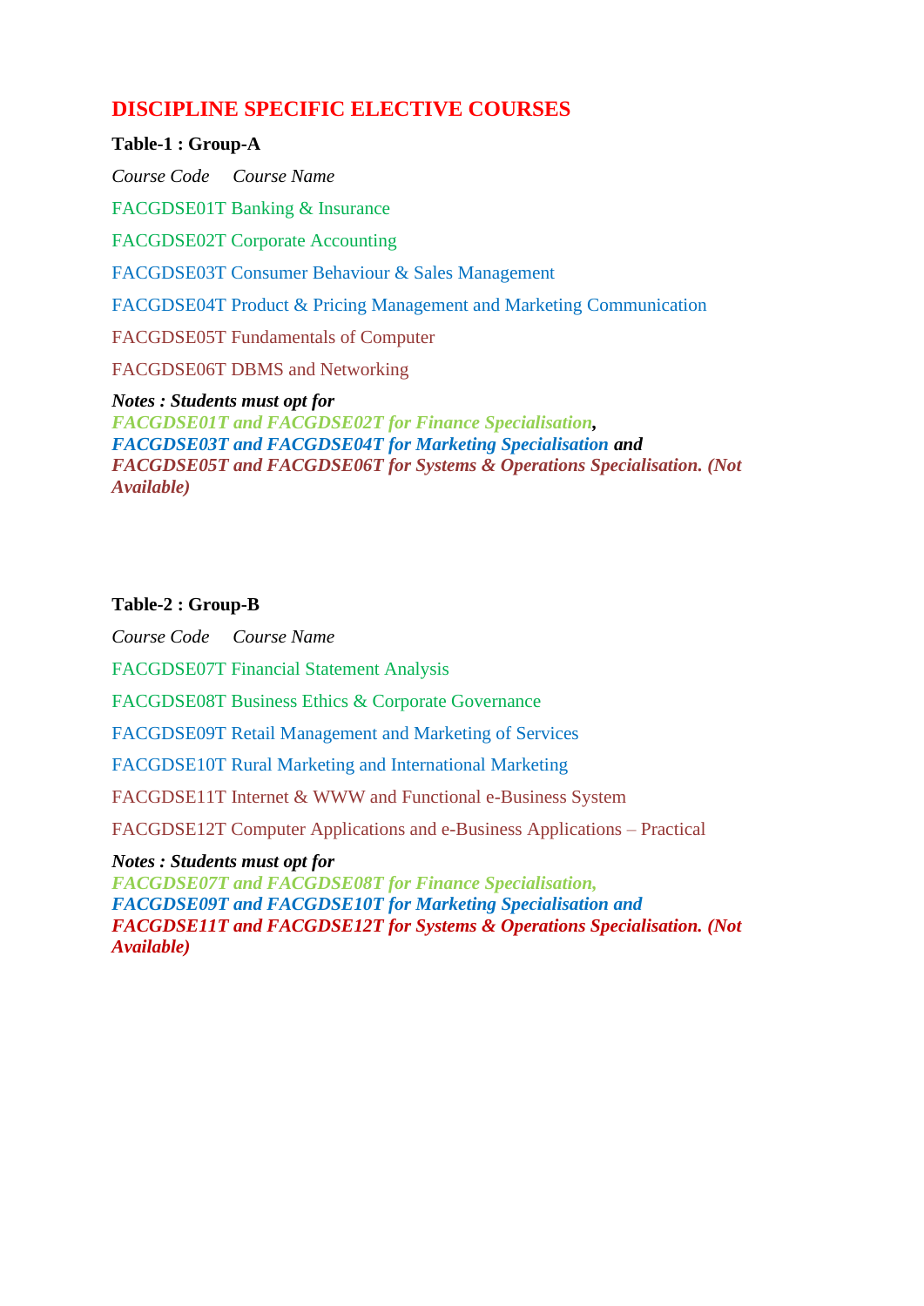## DISCIPLINE SPECIFIC ELECTIVE COURSES

**Table-1 : Group-A**

| *Course Code* | *Course Name* |
|---|---|
| FACGDSE01T | Banking & Insurance |
| FACGDSE02T | Corporate Accounting |
| FACGDSE03T | Consumer Behaviour & Sales Management |
| FACGDSE04T | Product & Pricing Management and Marketing Communication |
| FACGDSE05T | Fundamentals of Computer |
| FACGDSE06T | DBMS and Networking |

***Notes : Students must opt for***
***FACGDSE01T and FACGDSE02T for Finance Specialisation,***
***FACGDSE03T and FACGDSE04T for Marketing Specialisation and***
***FACGDSE05T and FACGDSE06T for Systems & Operations Specialisation. (Not Available)***

**Table-2 : Group-B**

| *Course Code* | *Course Name* |
|---|---|
| FACGDSE07T | Financial Statement Analysis |
| FACGDSE08T | Business Ethics & Corporate Governance |
| FACGDSE09T | Retail Management and Marketing of Services |
| FACGDSE10T | Rural Marketing and International Marketing |
| FACGDSE11T | Internet & WWW and Functional e-Business System |
| FACGDSE12T | Computer Applications and e-Business Applications – Practical |

***Notes : Students must opt for***
***FACGDSE07T and FACGDSE08T for Finance Specialisation,***
***FACGDSE09T and FACGDSE10T for Marketing Specialisation and***
***FACGDSE11T and FACGDSE12T for Systems & Operations Specialisation. (Not Available)***